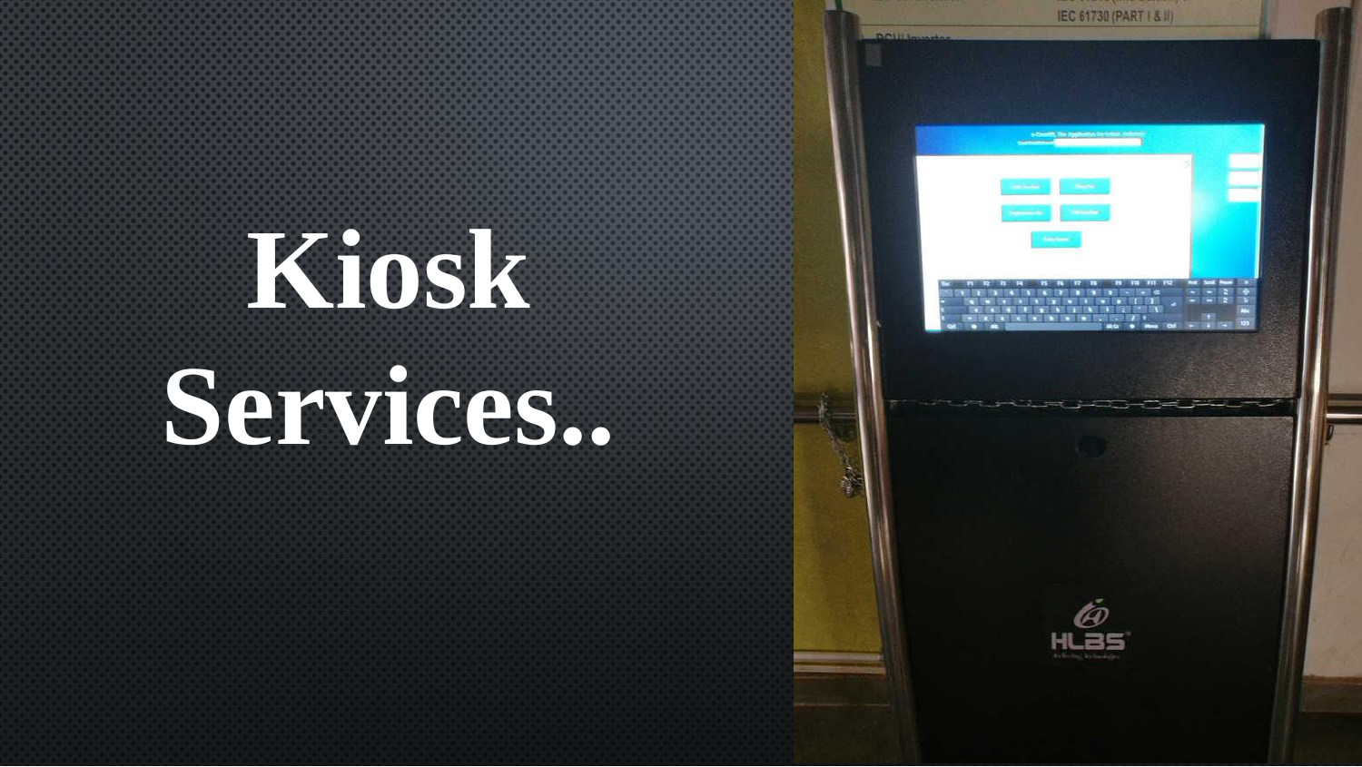# Kiosk Services..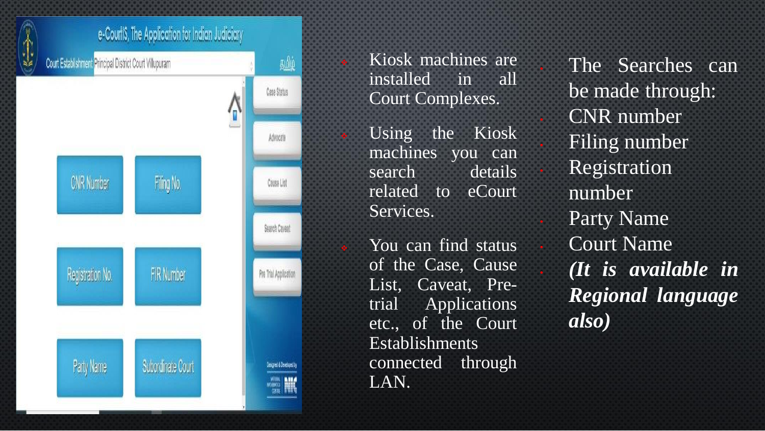- Kiosk machines are installed in all Court Complexes.
- Using the Kiosk machines you can search details related to eCourt Services.
- You can find status of the Case, Cause List, Caveat, Pre-trial Applications etc., of the Court Establishments connected through LAN.

- The Searches can be made through:
- CNR number
- Filing number
- Registration number
- Party Name
- Court Name
- ***(It is available in Regional language also)***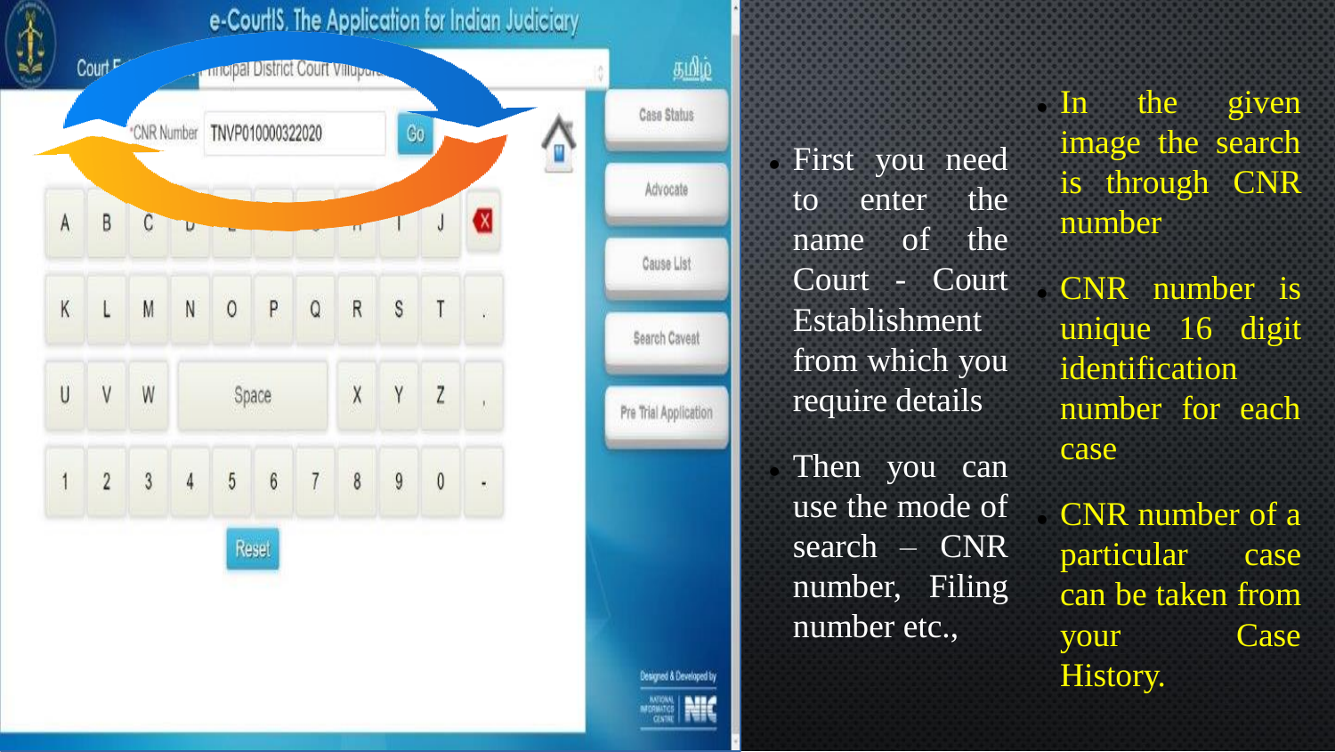- First you need to enter the name of the Court - Court Establishment from which you require details
- Then you can use the mode of search – CNR number, Filing number etc.,

- In the given image the search is through CNR number
- CNR number is unique 16 digit identification number for each case
- CNR number of a particular case can be taken from your Case History.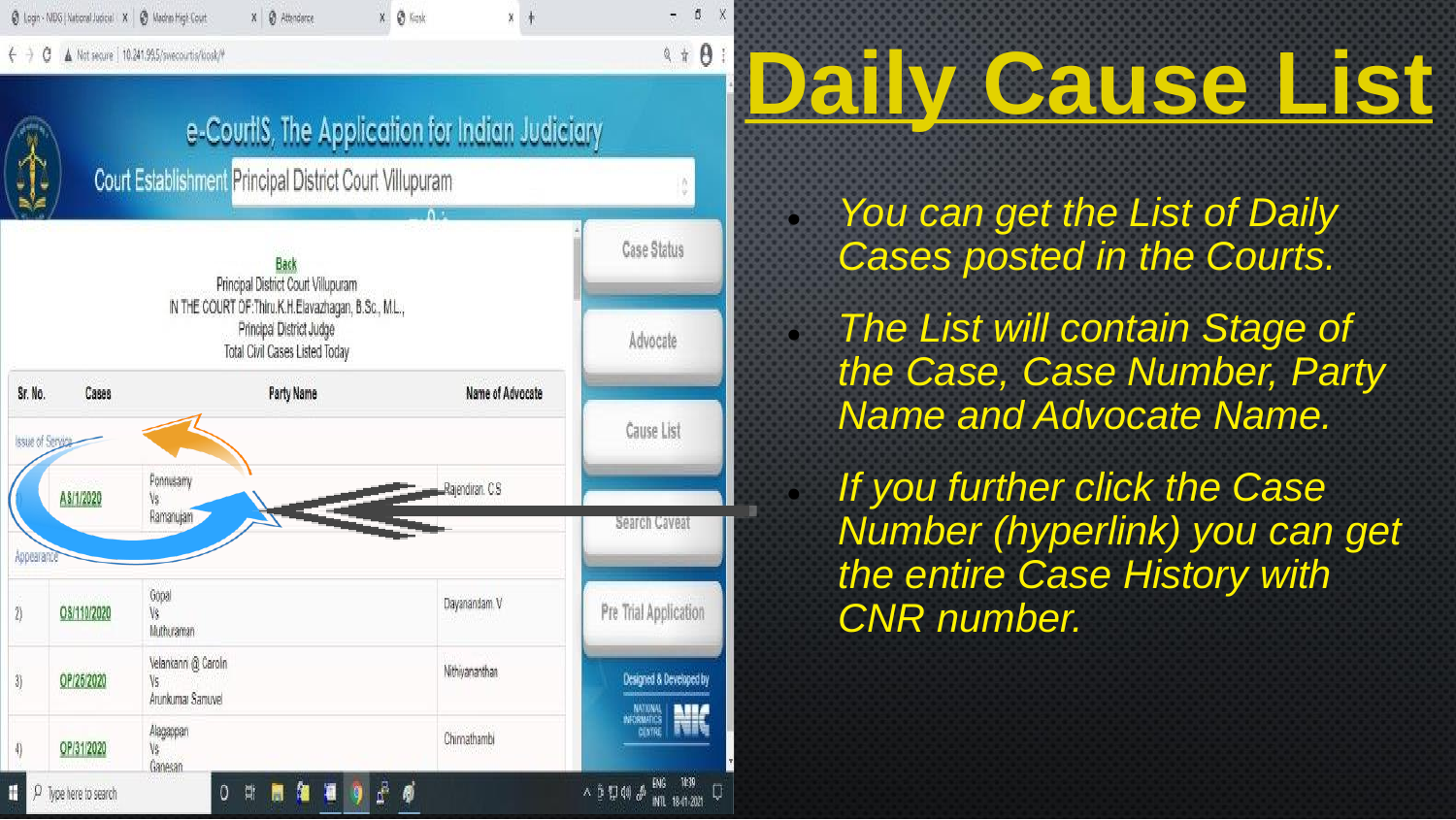# Daily Cause List

- *You can get the List of Daily Cases posted in the Courts.*
- *The List will contain Stage of the Case, Case Number, Party Name and Advocate Name.*
- *If you further click the Case Number (hyperlink) you can get the entire Case History with CNR number.*

e-CourtIS, The Application for Indian Judiciary

Court Establishment: Principal District Court Villupuram

Back

Principal District Court Villupuram

IN THE COURT OF:Thiru.K.H.Elavazhagan, B.Sc., M.L.,

Principal District Judge

Total Civil Cases Listed Today

| Sr. No. | Cases | Party Name | Name of Advocate |
|---|---|---|---|
| Issue of Service | | | |
| 1) | AS/1/2020 | Ponnusamy Vs Ramanujam | Rajendiran. CS |
| Appearance | | | |
| 2) | OS/110/2020 | Gopal Vs Muthuraman | Dayanandam. V |
| 3) | OP/26/2020 | Velankann @ Carolin Vs Arunkumar Samuvel | Nithyanandhan |
| 4) | OP/31/2020 | Alagappan Vs Ganesan | Chinnathambi |

Case Status

Advocate

Cause List

Search Caveat

Pre Trial Application

Designed & Developed by NATIONAL INFORMATICS CENTRE NIC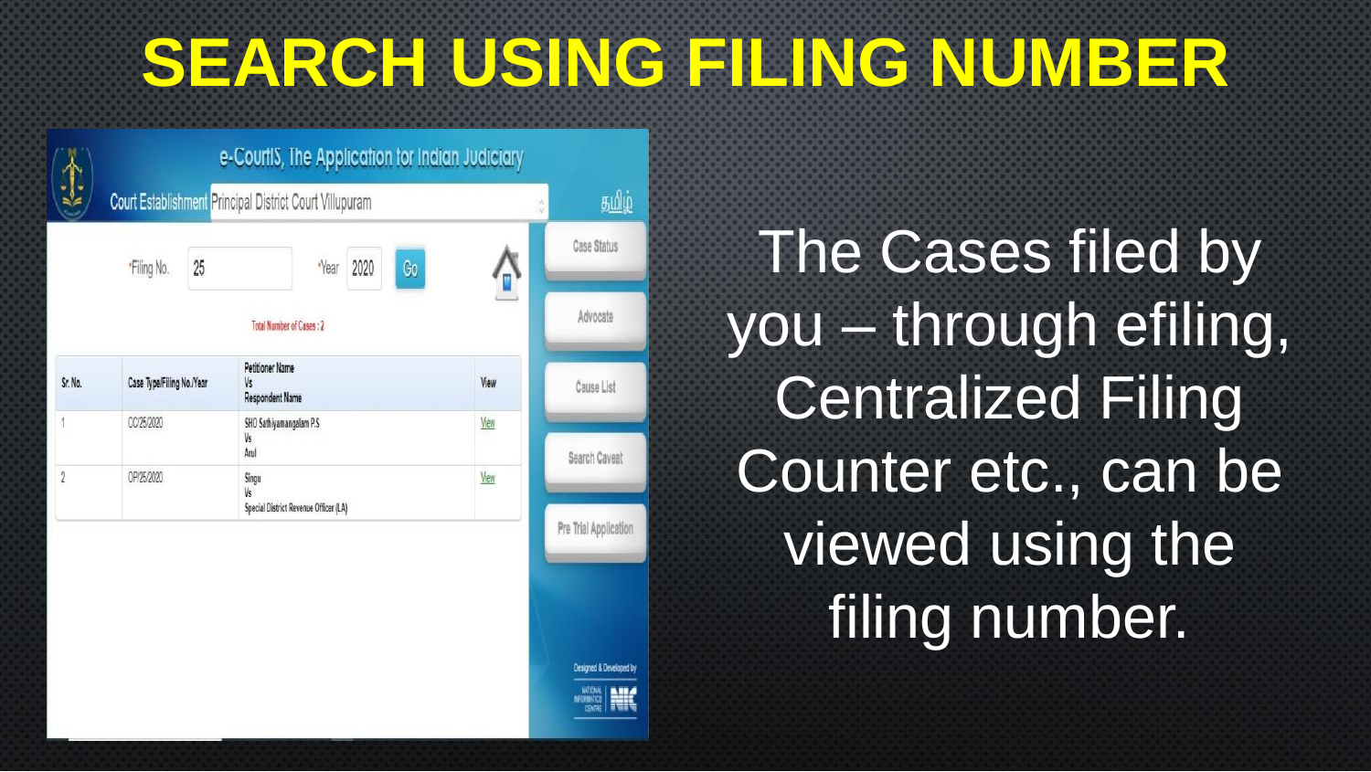# SEARCH USING FILING NUMBER

e-CourtS, The Application for Indian Judiciary

Court Establishment Principal District Court Villupuram

தமிழ்

*Filing No. 25 *Year 2020 Go

Total Number of Cases : 2

| Sr. No. | Case Type/Filing No./Year | Petitioner Name Vs Respondent Name | View |
|---|---|---|---|
| 1 | CC/25/2020 | SHO Sathiyamangalam P.S Vs Arul | View |
| 2 | OP/25/2020 | Singu Vs Special District Revenue Officer (LA) | View |

Case Status

Advocate

Cause List

Search Caveat

Pre Trial Application

Designed & Developed by NIC

The Cases filed by you – through efiling, Centralized Filing Counter etc., can be viewed using the filing number.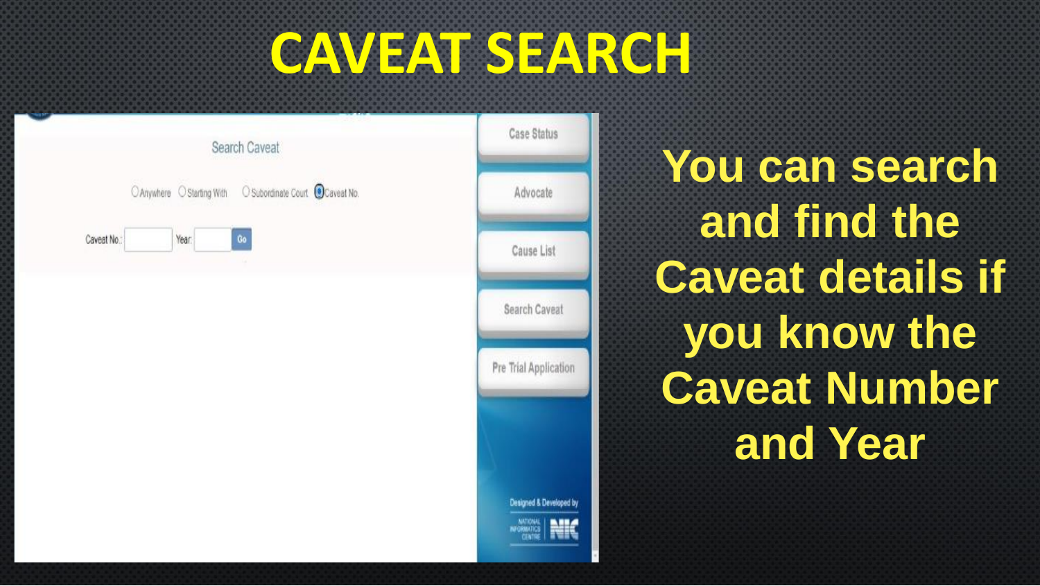# CAVEAT SEARCH

Search Caveat

Anywhere Starting With Subordinate Court Caveat No.

Caveat No.: Year: Go

Case Status

Advocate

Cause List

Search Caveat

Pre Trial Application

Designed & Developed by NATIONAL INFORMATICS CENTRE NIC

**You can search and find the Caveat details if you know the Caveat Number and Year**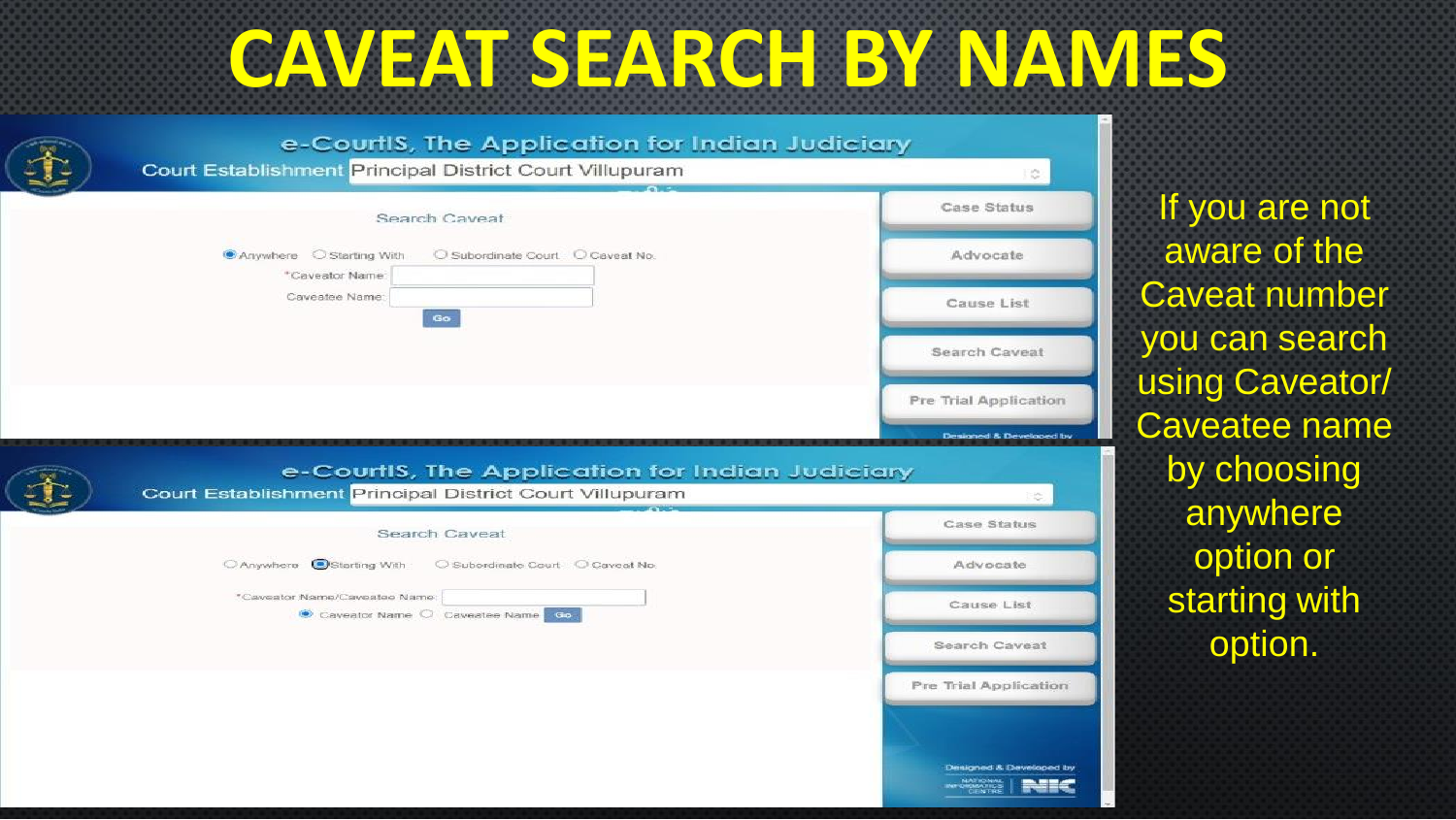# CAVEAT SEARCH BY NAMES

e-CourtIS, The Application for Indian Judiciary

Court Establishment Principal District Court Villupuram

Search Caveat

Anywhere Starting With Subordinate Court Caveat No.

*Caveator Name:

Caveatee Name:

Go

Case Status

Advocate

Cause List

Search Caveat

Pre Trial Application

Designed & Developed by

e-CourtIS, The Application for Indian Judiciary

Court Establishment Principal District Court Villupuram

Search Caveat

Anywhere Starting With Subordinate Court Caveat No

*Caveator Name/Caveatee Name:

Caveator Name Caveatee Name Go

Case Status

Advocate

Cause List

Search Caveat

Pre Trial Application

Designed & Developed by

NATIONAL INFORMATICS CENTRE NIC

If you are not aware of the Caveat number you can search using Caveator/ Caveatee name by choosing anywhere option or starting with option.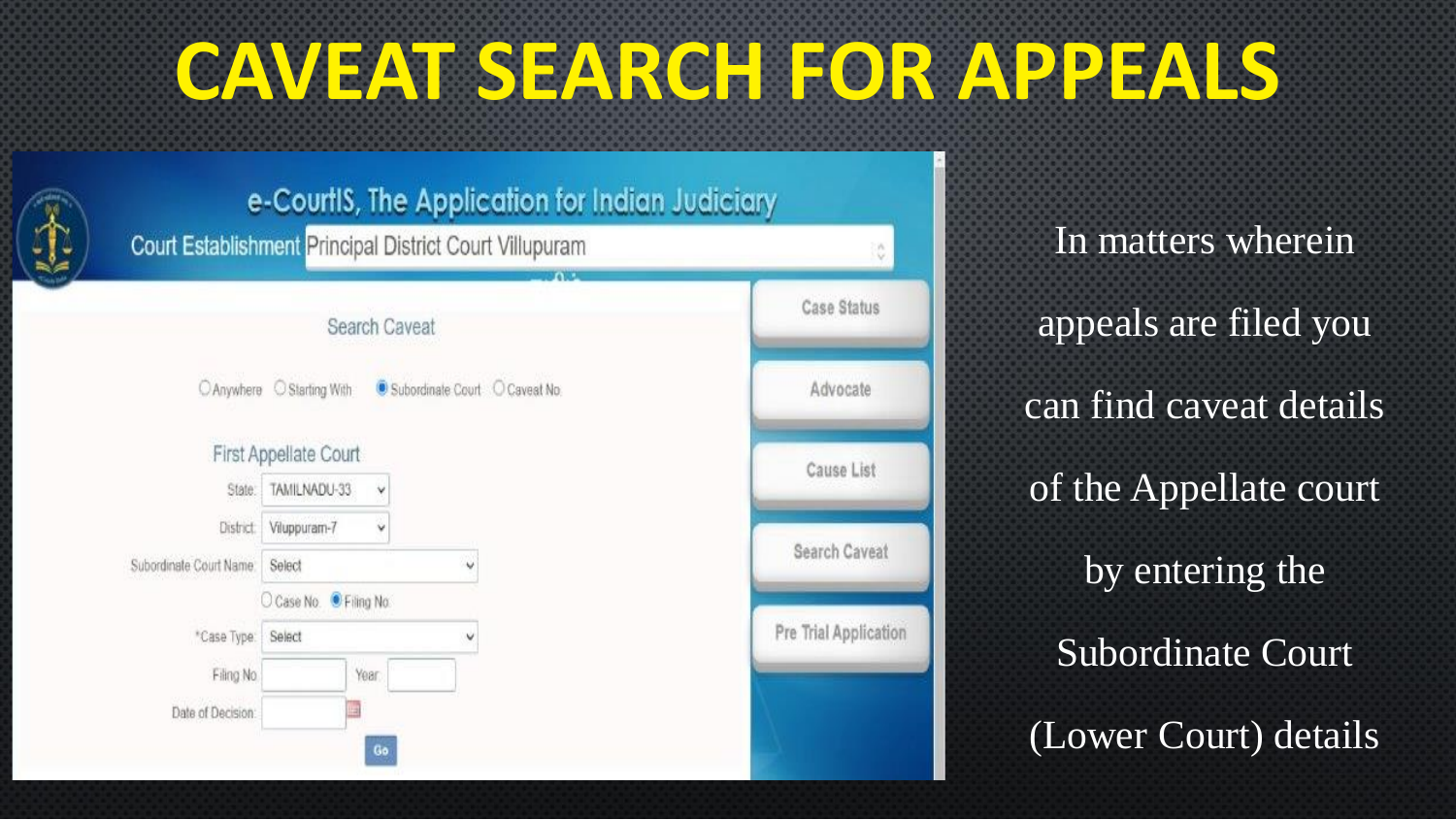# CAVEAT SEARCH FOR APPEALS

e-CourtIS, The Application for Indian Judiciary

Court Establishment: Principal District Court Villupuram

**Search Caveat**

○ Anywhere ○ Starting With ◉ Subordinate Court ○ Caveat No

**First Appellate Court**

- State: TAMILNADU-33
- District: Viluppuram-7
- Subordinate Court Name: Select
- ○ Case No ◉ Filing No
- *Case Type: Select
- Filing No: ___ Year: ___
- Date of Decision: ___

Go

Case Status | Advocate | Cause List | Search Caveat | Pre Trial Application

In matters wherein appeals are filed you can find caveat details of the Appellate court by entering the Subordinate Court (Lower Court) details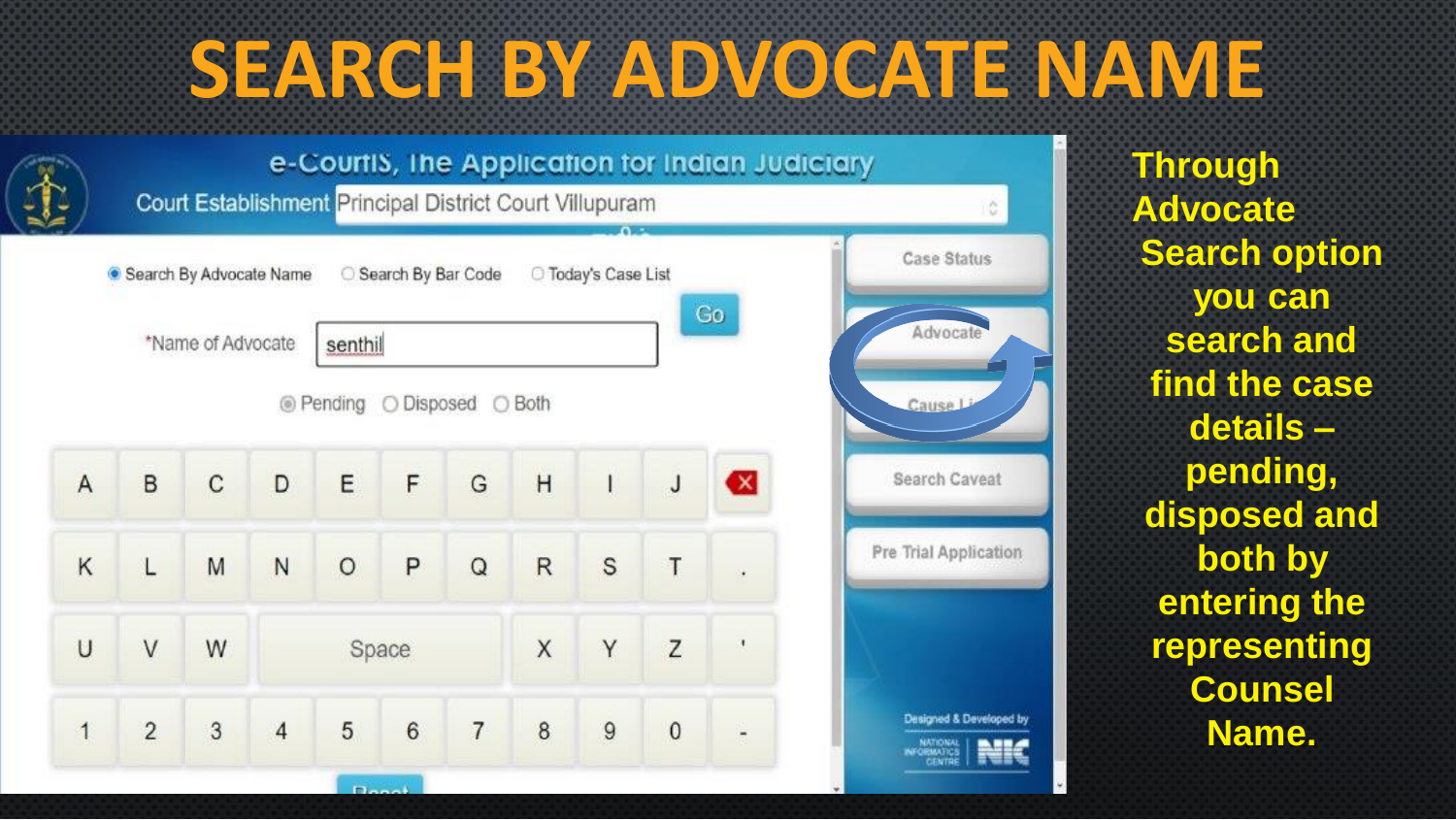# SEARCH BY ADVOCATE NAME

e-Courts, The Application for Indian Judiciary

Court Establishment: Principal District Court Villupuram

- Search By Advocate Name
- Search By Bar Code
- Today's Case List

*Name of Advocate: senthil

Go

- Pending
- Disposed
- Both

Case Status | Advocate | Cause List | Search Caveat | Pre Trial Application

Designed & Developed by NATIONAL INFORMATICS CENTRE NIC

**Through Advocate Search option you can search and find the case details – pending, disposed and both by entering the representing Counsel Name.**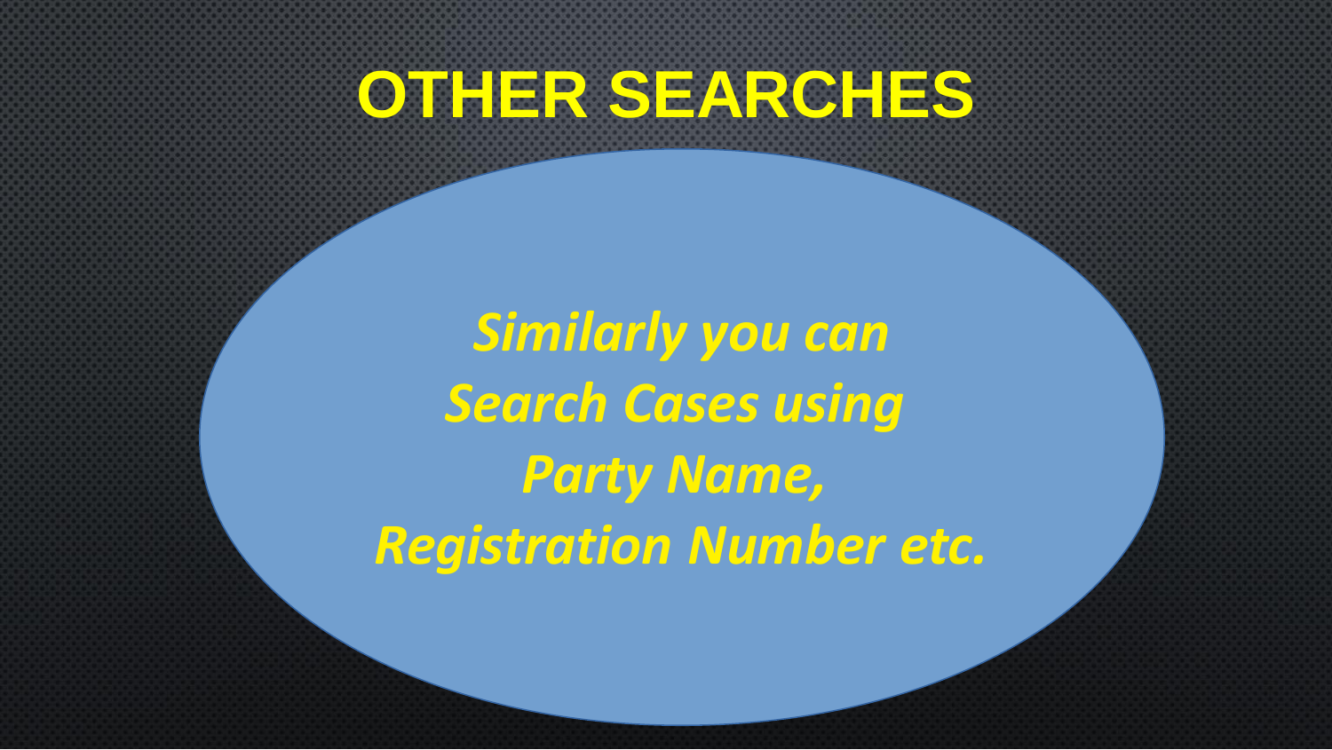# OTHER SEARCHES

*Similarly you can*
*Search Cases using*
*Party Name,*
*Registration Number etc.*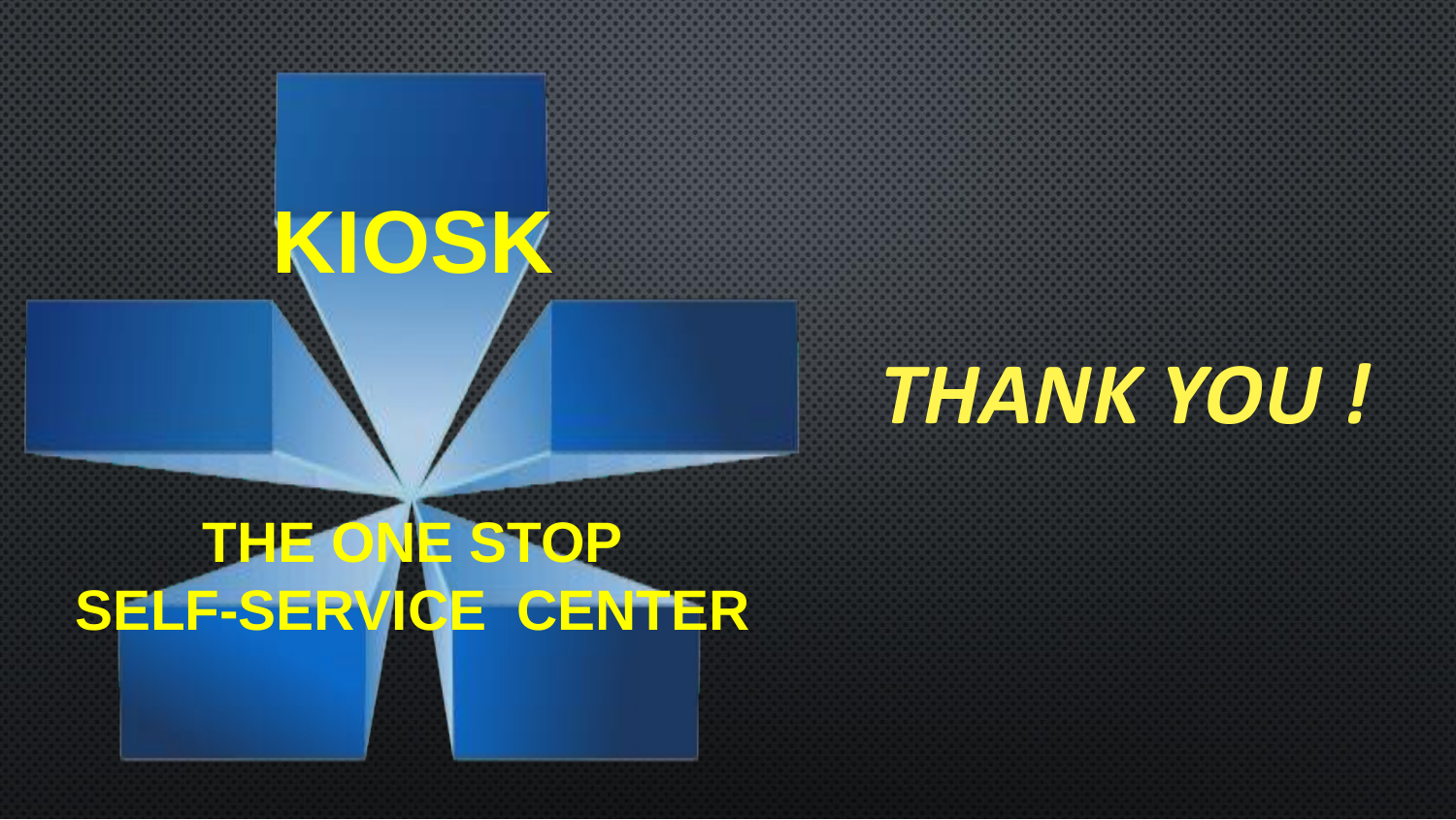# KIOSK

**THE ONE STOP SELF-SERVICE CENTER**

***THANK YOU !***